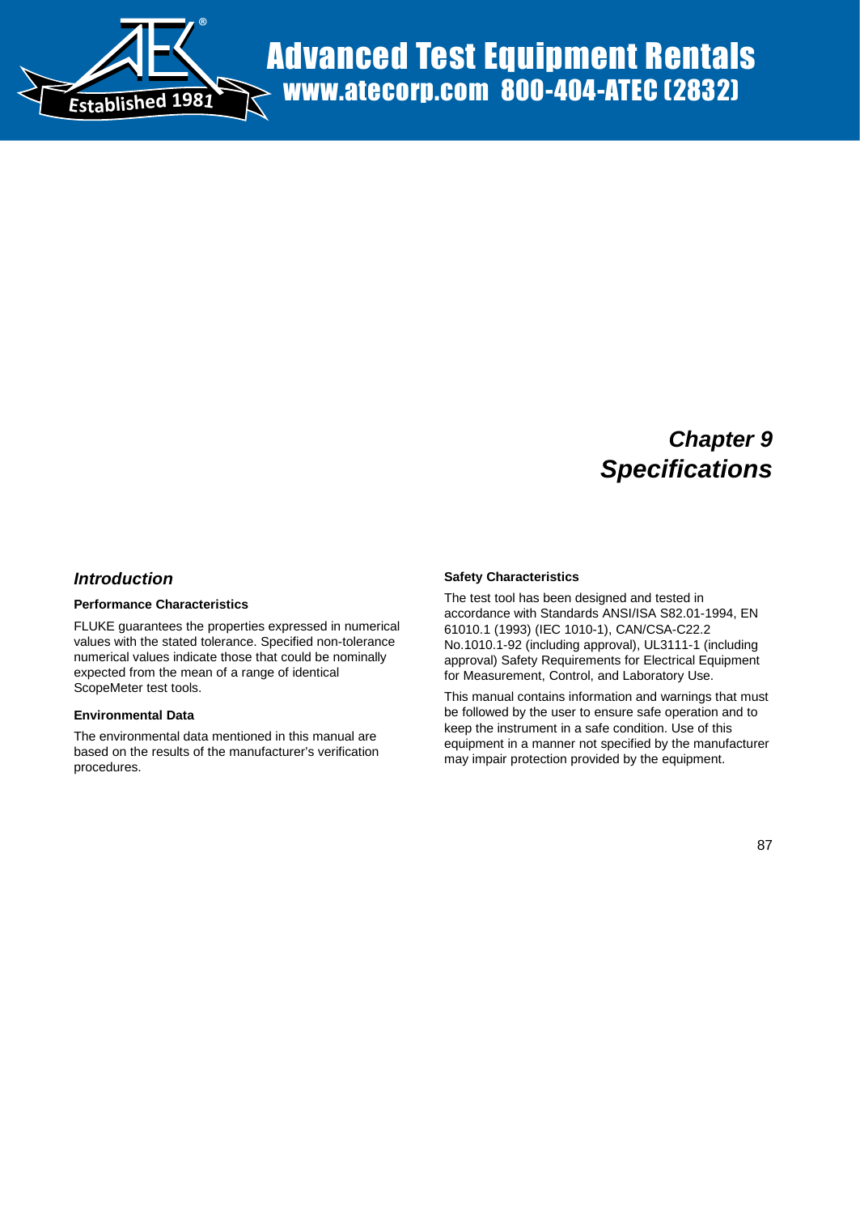# Chapter 9
# Specifications

## Introduction

### Performance Characteristics

FLUKE guarantees the properties expressed in numerical values with the stated tolerance. Specified non-tolerance numerical values indicate those that could be nominally expected from the mean of a range of identical ScopeMeter test tools.

### Environmental Data

The environmental data mentioned in this manual are based on the results of the manufacturer's verification procedures.

### Safety Characteristics

The test tool has been designed and tested in accordance with Standards ANSI/ISA S82.01-1994, EN 61010.1 (1993) (IEC 1010-1), CAN/CSA-C22.2 No.1010.1-92 (including approval), UL3111-1 (including approval) Safety Requirements for Electrical Equipment for Measurement, Control, and Laboratory Use.

This manual contains information and warnings that must be followed by the user to ensure safe operation and to keep the instrument in a safe condition. Use of this equipment in a manner not specified by the manufacturer may impair protection provided by the equipment.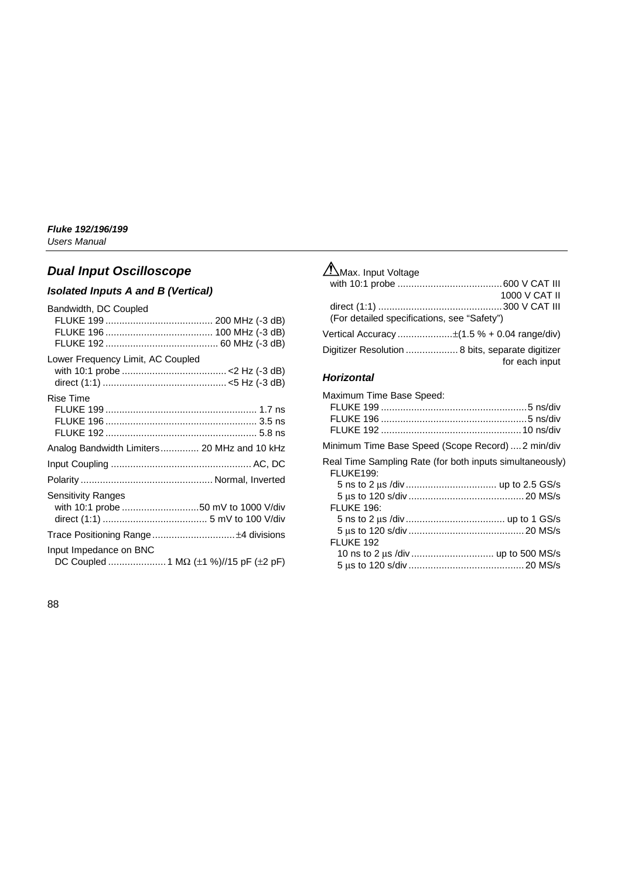## Dual Input Oscilloscope

### Isolated Inputs A and B (Vertical)

Bandwidth, DC Coupled
- FLUKE 199 ....................................... 200 MHz (-3 dB)
- FLUKE 196 ....................................... 100 MHz (-3 dB)
- FLUKE 192 ......................................... 60 MHz (-3 dB)

Lower Frequency Limit, AC Coupled
- with 10:1 probe ...................................... <2 Hz (-3 dB)
- direct (1:1) ............................................. <5 Hz (-3 dB)

Rise Time
- FLUKE 199 ....................................................... 1.7 ns
- FLUKE 196 ....................................................... 3.5 ns
- FLUKE 192 ....................................................... 5.8 ns

Analog Bandwidth Limiters.............. 20 MHz and 10 kHz

Input Coupling ................................................... AC, DC

Polarity ................................................ Normal, Inverted

Sensitivity Ranges
- with 10:1 probe ............................50 mV to 1000 V/div
- direct (1:1) ...................................... 5 mV to 100 V/div

Trace Positioning Range..............................±4 divisions

Input Impedance on BNC
- DC Coupled ..................... 1 MΩ (±1 %)//15 pF (±2 pF)

⚠ Max. Input Voltage
- with 10:1 probe ......................................600 V CAT III
  1000 V CAT II
- direct (1:1) .............................................300 V CAT III
- (For detailed specifications, see "Safety")

Vertical Accuracy ....................±(1.5 % + 0.04 range/div)

Digitizer Resolution ................... 8 bits, separate digitizer for each input

### Horizontal

Maximum Time Base Speed:
- FLUKE 199 .....................................................5 ns/div
- FLUKE 196 .....................................................5 ns/div
- FLUKE 192 ...................................................10 ns/div

Minimum Time Base Speed (Scope Record) .... 2 min/div

Real Time Sampling Rate (for both inputs simultaneously)
- FLUKE199:
  - 5 ns to 2 µs /div ................................. up to 2.5 GS/s
  - 5 µs to 120 s/div ..........................................20 MS/s
- FLUKE 196:
  - 5 ns to 2 µs /div .................................... up to 1 GS/s
  - 5 µs to 120 s/div ..........................................20 MS/s
- FLUKE 192
  - 10 ns to 2 µs /div .............................. up to 500 MS/s
  - 5 µs to 120 s/div ..........................................20 MS/s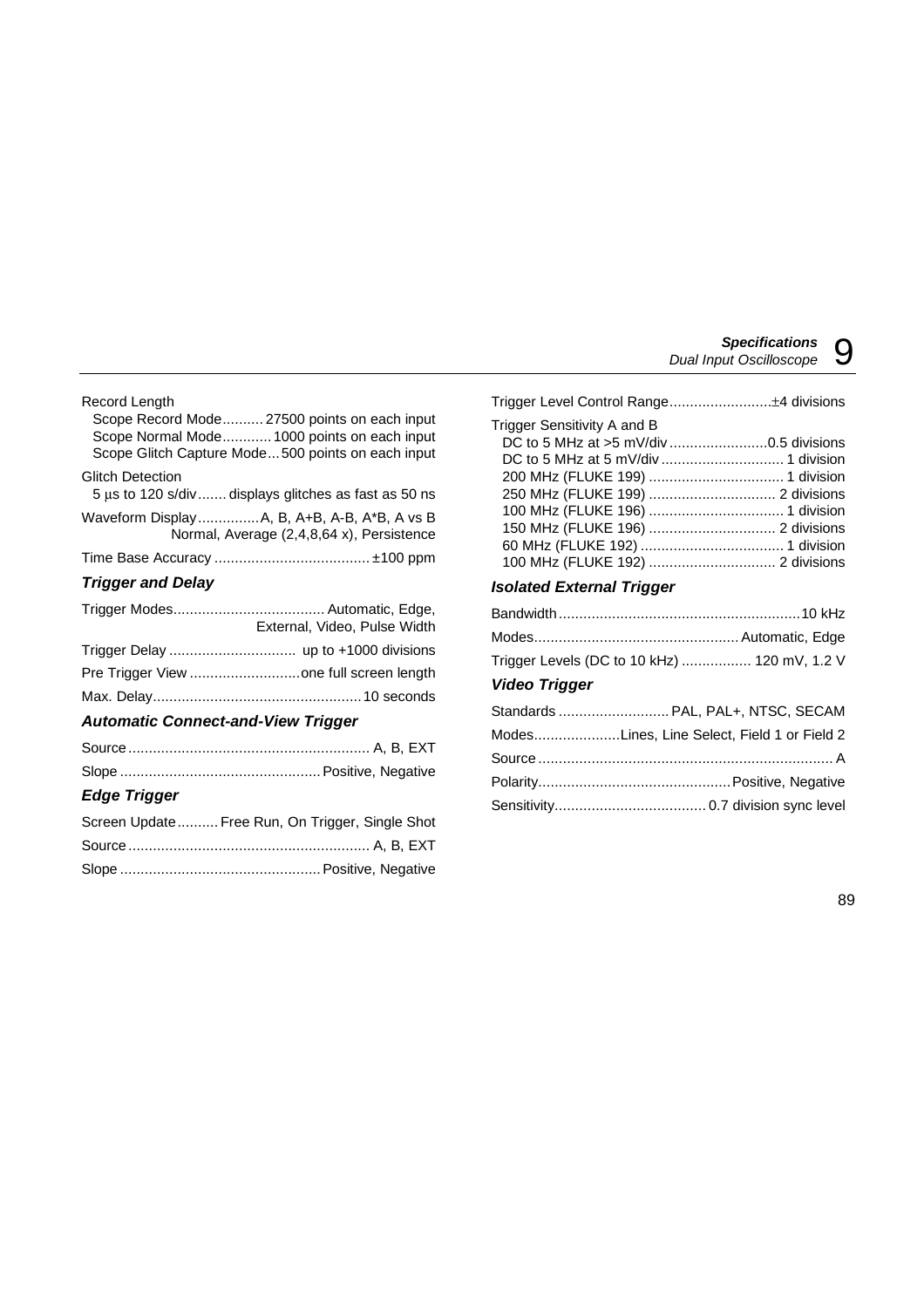Record Length
- Scope Record Mode .......... 27500 points on each input
- Scope Normal Mode ........... 1000 points on each input
- Scope Glitch Capture Mode ... 500 points on each input

Glitch Detection
- 5 μs to 120 s/div ....... displays glitches as fast as 50 ns

Waveform Display ............... A, B, A+B, A-B, A*B, A vs B
Normal, Average (2,4,8,64 x), Persistence

Time Base Accuracy ..................................... ±100 ppm

### Trigger and Delay

Trigger Modes .................................... Automatic, Edge, External, Video, Pulse Width

Trigger Delay ............................... up to +1000 divisions

Pre Trigger View ........................... one full screen length

Max. Delay .................................................. 10 seconds

### Automatic Connect-and-View Trigger

Source .......................................................... A, B, EXT

Slope ................................................ Positive, Negative

### Edge Trigger

Screen Update .......... Free Run, On Trigger, Single Shot

Source .......................................................... A, B, EXT

Slope ................................................ Positive, Negative

Trigger Level Control Range ........................ ±4 divisions

Trigger Sensitivity A and B
- DC to 5 MHz at >5 mV/div ........................ 0.5 divisions
- DC to 5 MHz at 5 mV/div .............................. 1 division
- 200 MHz (FLUKE 199) ................................. 1 division
- 250 MHz (FLUKE 199) ............................... 2 divisions
- 100 MHz (FLUKE 196) ................................. 1 division
- 150 MHz (FLUKE 196) ............................... 2 divisions
- 60 MHz (FLUKE 192) ................................... 1 division
- 100 MHz (FLUKE 192) ............................... 2 divisions

### Isolated External Trigger

Bandwidth .......................................................... 10 kHz

Modes ................................................. Automatic, Edge

Trigger Levels (DC to 10 kHz) ................ 120 mV, 1.2 V

### Video Trigger

Standards ........................... PAL, PAL+, NTSC, SECAM

Modes .................... Lines, Line Select, Field 1 or Field 2

Source ....................................................................... A

Polarity .............................................. Positive, Negative

Sensitivity .................................... 0.7 division sync level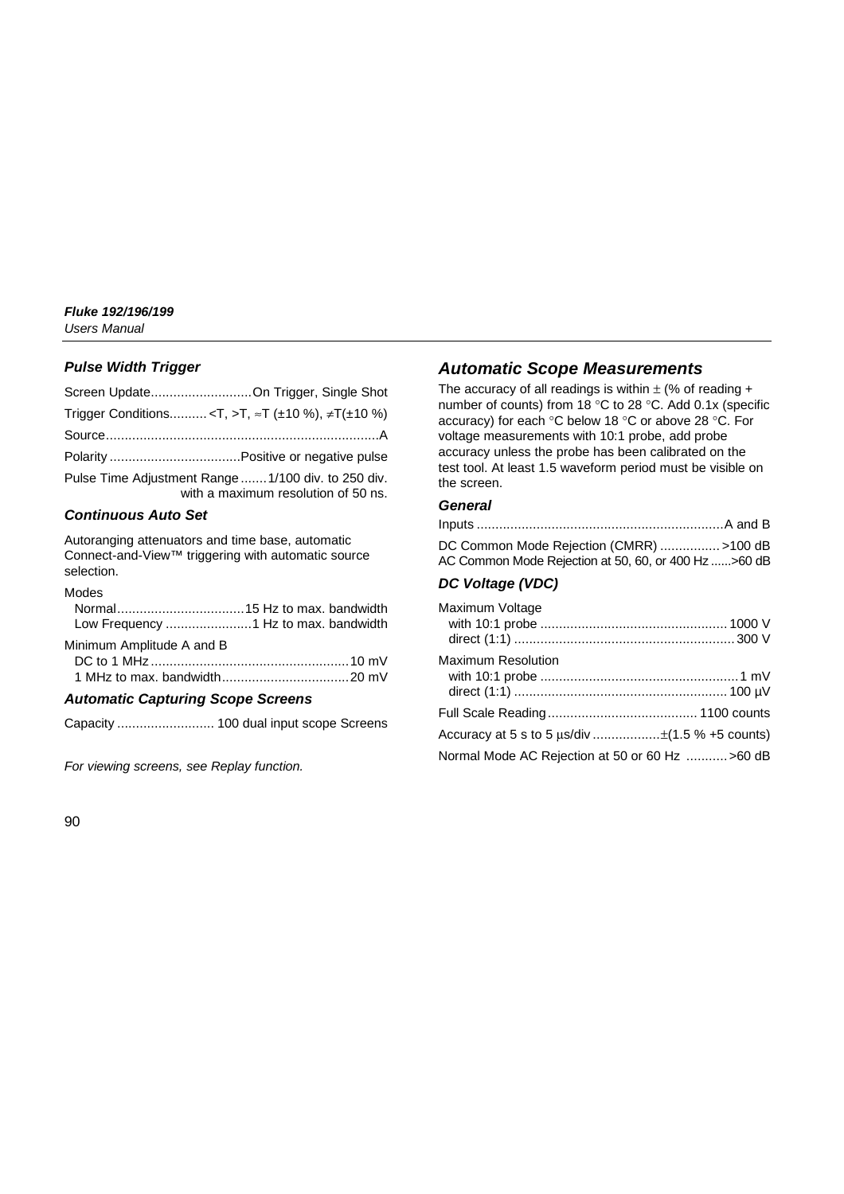### Pulse Width Trigger

Screen Update ........................... On Trigger, Single Shot

Trigger Conditions.......... <T, >T, ≈T (±10 %), ≠T(±10 %)

Source ........................................................................ A

Polarity ................................... Positive or negative pulse

Pulse Time Adjustment Range ....... 1/100 div. to 250 div. with a maximum resolution of 50 ns.

### Continuous Auto Set

Autoranging attenuators and time base, automatic Connect-and-View™ triggering with automatic source selection.

Modes
- Normal .................................. 15 Hz to max. bandwidth
- Low Frequency ....................... 1 Hz to max. bandwidth

Minimum Amplitude A and B
- DC to 1 MHz ..................................................... 10 mV
- 1 MHz to max. bandwidth .................................. 20 mV

### Automatic Capturing Scope Screens

Capacity .......................... 100 dual input scope Screens

*For viewing screens, see Replay function.*

## Automatic Scope Measurements

The accuracy of all readings is within ± (% of reading + number of counts) from 18 °C to 28 °C. Add 0.1x (specific accuracy) for each °C below 18 °C or above 28 °C. For voltage measurements with 10:1 probe, add probe accuracy unless the probe has been calibrated on the test tool. At least 1.5 waveform period must be visible on the screen.

### General

Inputs ................................................................. A and B

DC Common Mode Rejection (CMRR) ................ >100 dB

AC Common Mode Rejection at 50, 60, or 400 Hz ...... >60 dB

### DC Voltage (VDC)

Maximum Voltage
- with 10:1 probe .................................................. 1000 V
- direct (1:1) ........................................................... 300 V

Maximum Resolution
- with 10:1 probe ..................................................... 1 mV
- direct (1:1) ......................................................... 100 µV

Full Scale Reading ........................................ 1100 counts

Accuracy at 5 s to 5 µs/div ..................±(1.5 % +5 counts)

Normal Mode AC Rejection at 50 or 60 Hz ........... >60 dB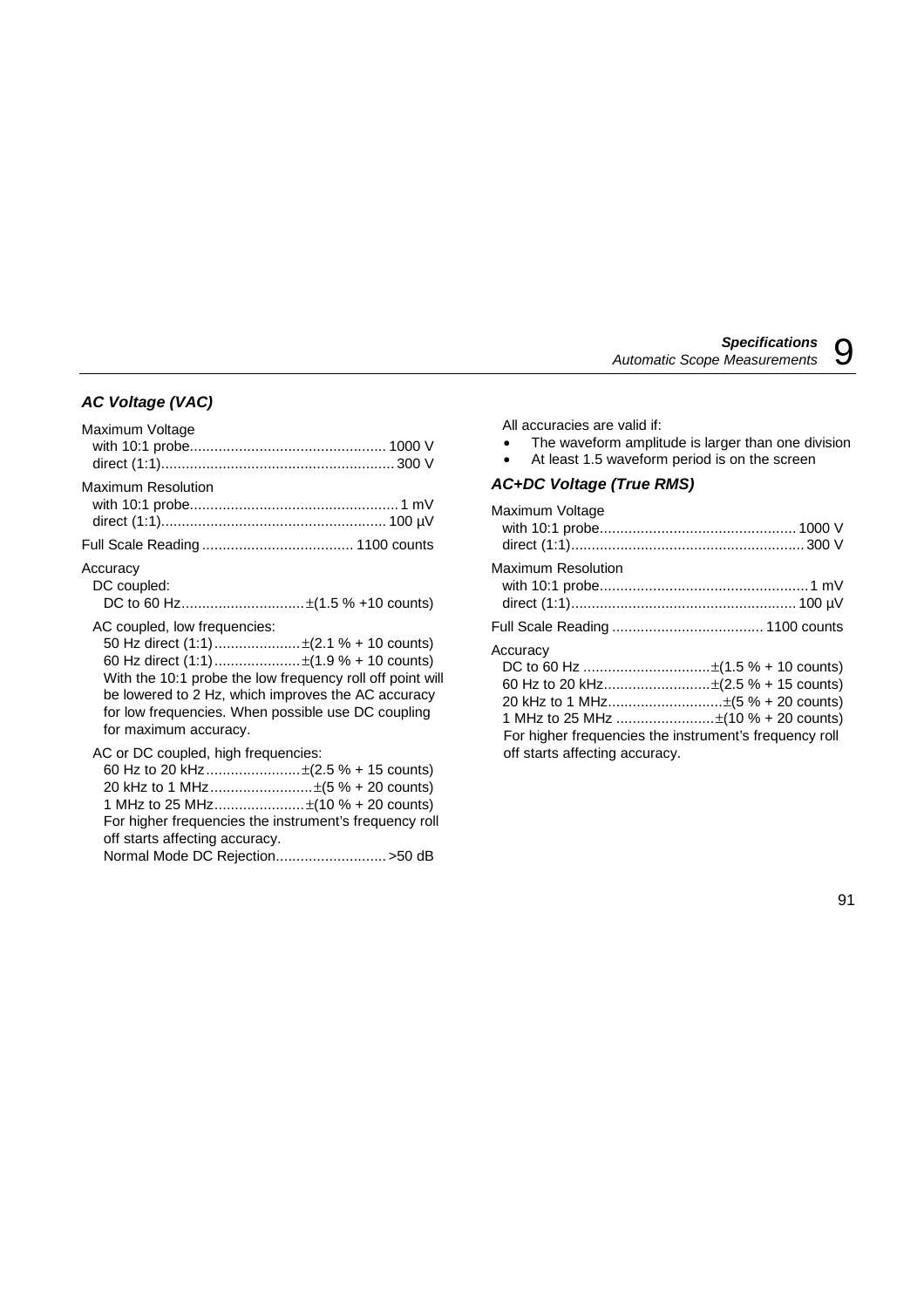### *AC Voltage (VAC)*

Maximum Voltage
with 10:1 probe................................................ 1000 V
direct (1:1)......................................................... 300 V

Maximum Resolution
with 10:1 probe.................................................. 1 mV
direct (1:1)...................................................... 100 µV

Full Scale Reading ..................................... 1100 counts

Accuracy
DC coupled:
DC to 60 Hz..............................±(1.5 % +10 counts)

AC coupled, low frequencies:
50 Hz direct (1:1).....................±(2.1 % + 10 counts)
60 Hz direct (1:1).....................±(1.9 % + 10 counts)
With the 10:1 probe the low frequency roll off point will be lowered to 2 Hz, which improves the AC accuracy for low frequencies. When possible use DC coupling for maximum accuracy.

AC or DC coupled, high frequencies:
60 Hz to 20 kHz.......................±(2.5 % + 15 counts)
20 kHz to 1 MHz.........................±(5 % + 20 counts)
1 MHz to 25 MHz......................±(10 % + 20 counts)
For higher frequencies the instrument's frequency roll off starts affecting accuracy.
Normal Mode DC Rejection........................... >50 dB

All accuracies are valid if:

- The waveform amplitude is larger than one division
- At least 1.5 waveform period is on the screen

### *AC+DC Voltage (True RMS)*

Maximum Voltage
with 10:1 probe................................................ 1000 V
direct (1:1)......................................................... 300 V

Maximum Resolution
with 10:1 probe.................................................. 1 mV
direct (1:1)...................................................... 100 µV

Full Scale Reading ..................................... 1100 counts

Accuracy
DC to 60 Hz ...............................±(1.5 % + 10 counts)
60 Hz to 20 kHz..........................±(2.5 % + 15 counts)
20 kHz to 1 MHz............................±(5 % + 20 counts)
1 MHz to 25 MHz ........................±(10 % + 20 counts)
For higher frequencies the instrument's frequency roll off starts affecting accuracy.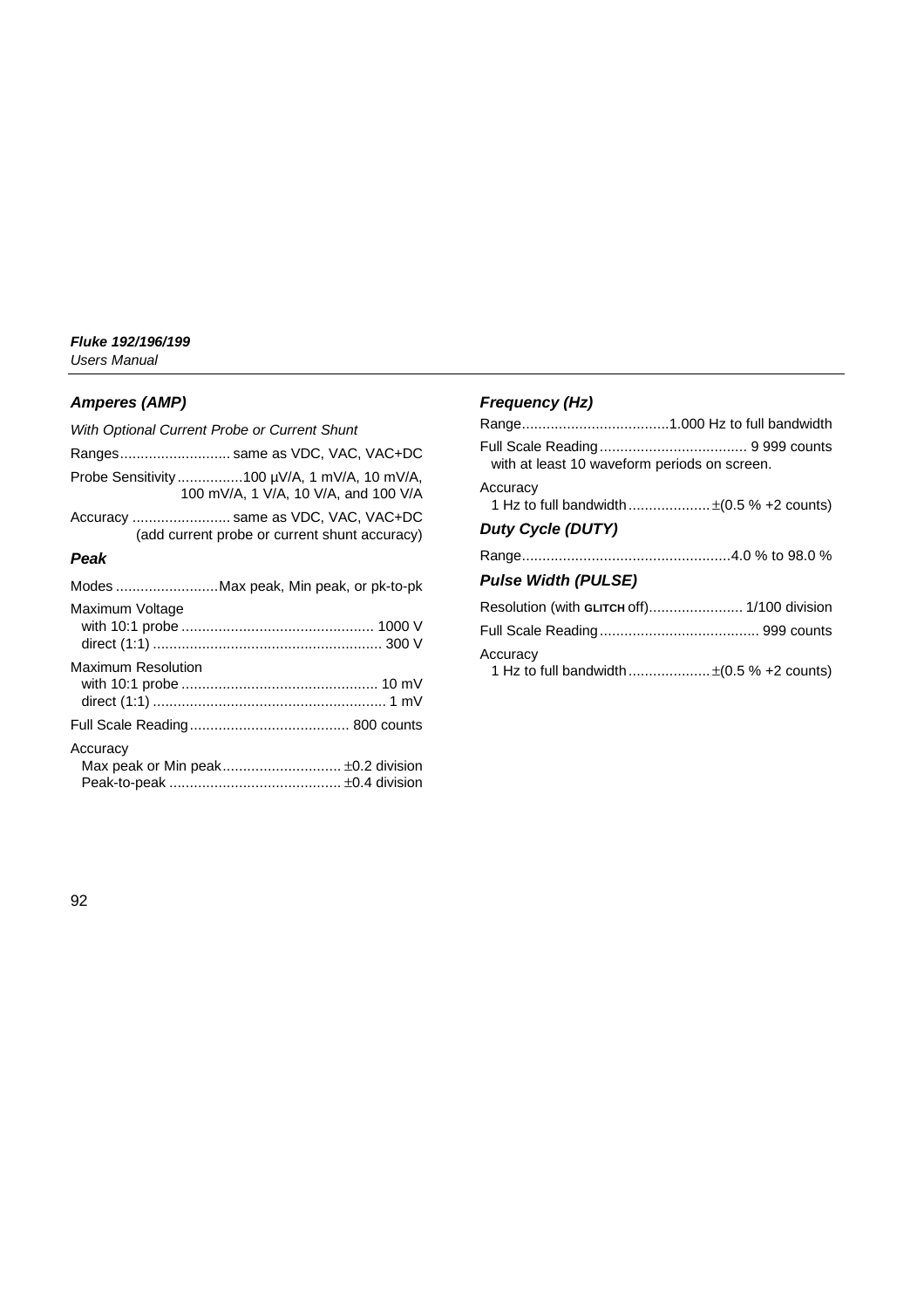### Amperes (AMP)

*With Optional Current Probe or Current Shunt*

Ranges........................... same as VDC, VAC, VAC+DC

Probe Sensitivity ................100 µV/A, 1 mV/A, 10 mV/A, 100 mV/A, 1 V/A, 10 V/A, and 100 V/A

Accuracy ........................ same as VDC, VAC, VAC+DC (add current probe or current shunt accuracy)

### Peak

Modes .........................Max peak, Min peak, or pk-to-pk

Maximum Voltage
with 10:1 probe ............................................... 1000 V
direct (1:1) ........................................................ 300 V

Maximum Resolution
with 10:1 probe ................................................ 10 mV
direct (1:1) ......................................................... 1 mV

Full Scale Reading....................................... 800 counts

Accuracy
Max peak or Min peak............................. ±0.2 division
Peak-to-peak .......................................... ±0.4 division

### Frequency (Hz)

Range....................................1.000 Hz to full bandwidth

Full Scale Reading.................................... 9 999 counts
with at least 10 waveform periods on screen.

Accuracy
1 Hz to full bandwidth ....................±(0.5 % +2 counts)

### Duty Cycle (DUTY)

Range...................................................4.0 % to 98.0 %

### Pulse Width (PULSE)

Resolution (with GLITCH off)....................... 1/100 division

Full Scale Reading....................................... 999 counts

Accuracy
1 Hz to full bandwidth ....................±(0.5 % +2 counts)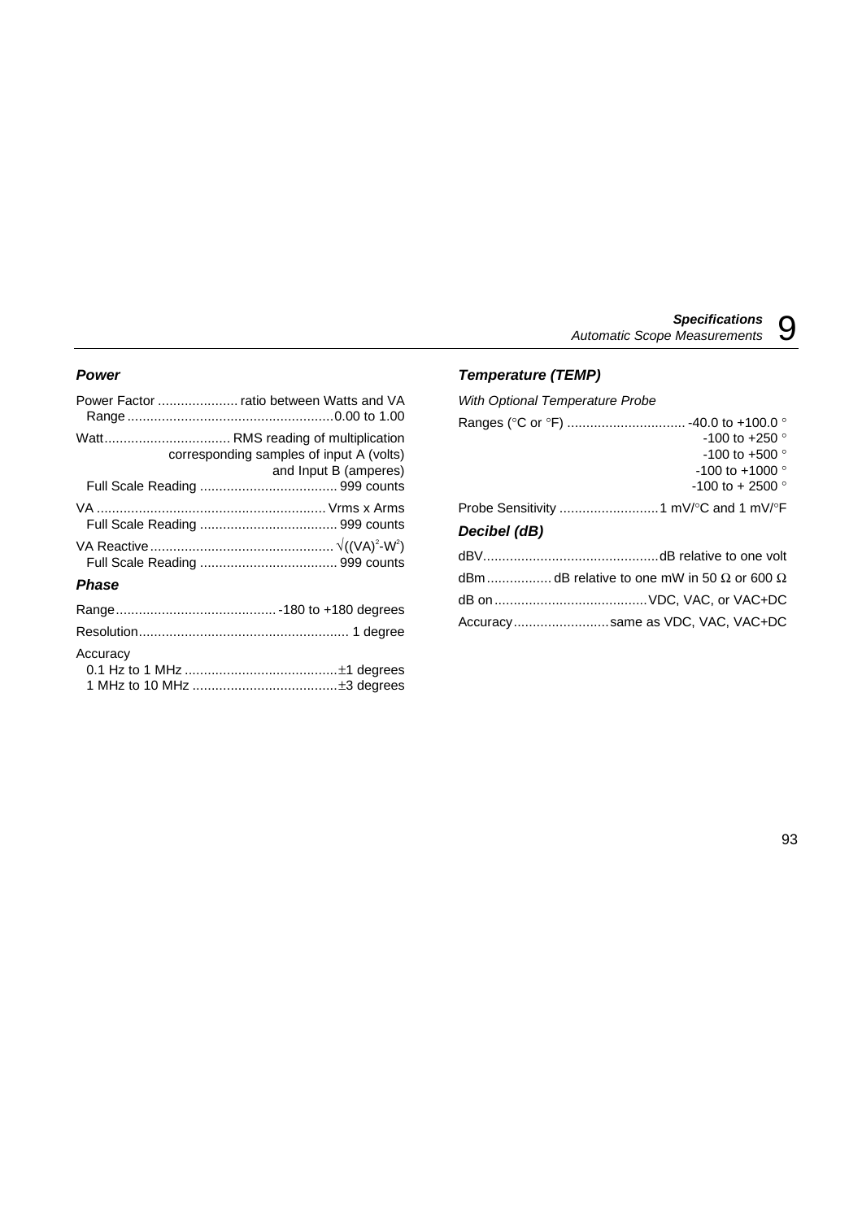### *Power*

Power Factor ..................... ratio between Watts and VA
Range ...................................................... 0.00 to 1.00

Watt ................................. RMS reading of multiplication corresponding samples of input A (volts) and Input B (amperes)
Full Scale Reading .................................... 999 counts

VA ............................................................ Vrms x Arms
Full Scale Reading .................................... 999 counts

VA Reactive ................................................ $\sqrt{((VA)^2-W^2)}$
Full Scale Reading .................................... 999 counts

### *Phase*

Range .......................................... -180 to +180 degrees

Resolution ...................................................... 1 degree

Accuracy
0.1 Hz to 1 MHz ........................................ ±1 degrees
1 MHz to 10 MHz ...................................... ±3 degrees

### *Temperature (TEMP)*

*With Optional Temperature Probe*

Ranges (°C or °F) ............................... -40.0 to +100.0 °
-100 to +250 °
-100 to +500 °
-100 to +1000 °
-100 to + 2500 °

Probe Sensitivity .......................... 1 mV/°C and 1 mV/°F

### *Decibel (dB)*

dBV ............................................. dB relative to one volt

dBm ................. dB relative to one mW in 50 Ω or 600 Ω

dB on ........................................ VDC, VAC, or VAC+DC

Accuracy ......................... same as VDC, VAC, VAC+DC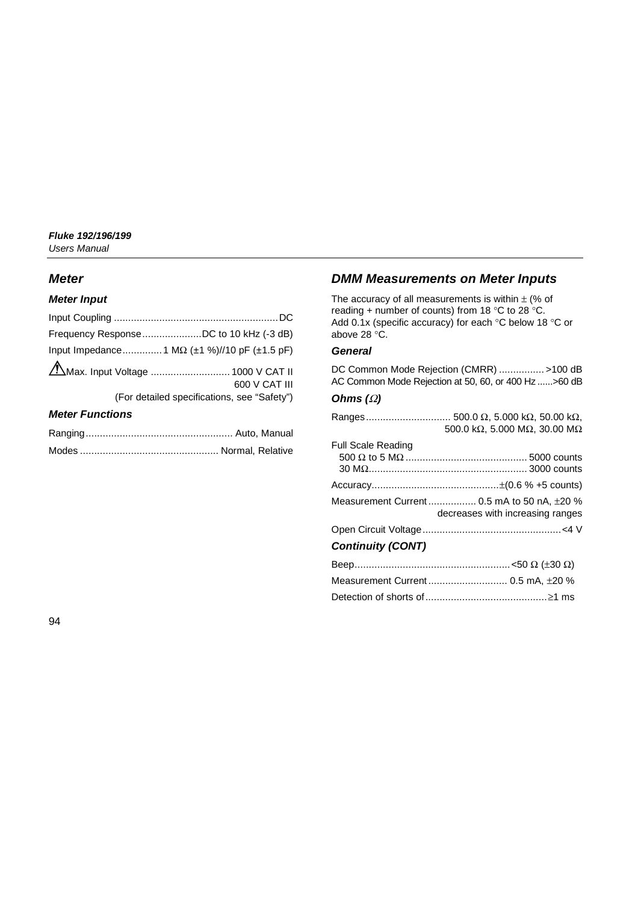## Meter

### Meter Input

Input Coupling ........................................................DC

Frequency Response.....................DC to 10 kHz (-3 dB)

Input Impedance..............1 MΩ (±1 %)//10 pF (±1.5 pF)

⚠Max. Input Voltage ............................1000 V CAT II
600 V CAT III
(For detailed specifications, see “Safety”)

### Meter Functions

Ranging.................................................... Auto, Manual

Modes ................................................ Normal, Relative

## DMM Measurements on Meter Inputs

The accuracy of all measurements is within ± (% of reading + number of counts) from 18 °C to 28 °C.
Add 0.1x (specific accuracy) for each °C below 18 °C or above 28 °C.

### General

DC Common Mode Rejection (CMRR) ................ >100 dB
AC Common Mode Rejection at 50, 60, or 400 Hz ......>60 dB

### Ohms (Ω)

Ranges.............................. 500.0 Ω, 5.000 kΩ, 50.00 kΩ, 500.0 kΩ, 5.000 MΩ, 30.00 MΩ

Full Scale Reading
500 Ω to 5 MΩ ........................................... 5000 counts
30 MΩ........................................................ 3000 counts

Accuracy.............................................±(0.6 % +5 counts)

Measurement Current................. 0.5 mA to 50 nA, ±20 % decreases with increasing ranges

Open Circuit Voltage.................................................<4 V

### Continuity (CONT)

Beep......................................................<50 Ω (±30 Ω)

Measurement Current............................ 0.5 mA, ±20 %

Detection of shorts of...........................................≥1 ms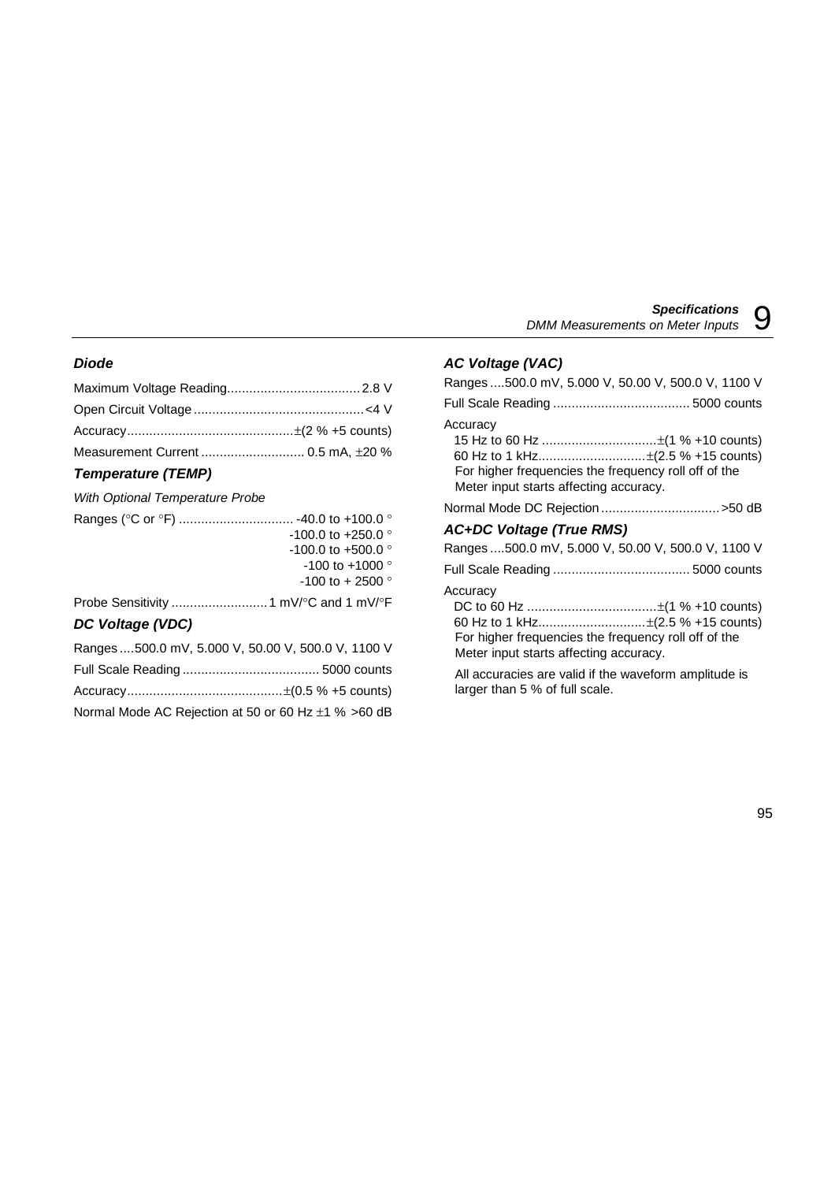### Diode

Maximum Voltage Reading.................................... 2.8 V

Open Circuit Voltage .............................................. <4 V

Accuracy.............................................±(2 % +5 counts)

Measurement Current ............................ 0.5 mA, ±20 %

### Temperature (TEMP)

*With Optional Temperature Probe*

Ranges (°C or °F) ............................... -40.0 to +100.0 °
-100.0 to +250.0 °
-100.0 to +500.0 °
-100 to +1000 °
-100 to + 2500 °

Probe Sensitivity .......................... 1 mV/°C and 1 mV/°F

### DC Voltage (VDC)

Ranges ....500.0 mV, 5.000 V, 50.00 V, 500.0 V, 1100 V

Full Scale Reading ..................................... 5000 counts

Accuracy..........................................±(0.5 % +5 counts)

Normal Mode AC Rejection at 50 or 60 Hz ±1 % >60 dB

### AC Voltage (VAC)

Ranges ....500.0 mV, 5.000 V, 50.00 V, 500.0 V, 1100 V

Full Scale Reading ..................................... 5000 counts

Accuracy

15 Hz to 60 Hz ...............................±(1 % +10 counts)
60 Hz to 1 kHz.............................±(2.5 % +15 counts)
For higher frequencies the frequency roll off of the Meter input starts affecting accuracy.

Normal Mode DC Rejection ................................ >50 dB

### AC+DC Voltage (True RMS)

Ranges ....500.0 mV, 5.000 V, 50.00 V, 500.0 V, 1100 V

Full Scale Reading ..................................... 5000 counts

Accuracy

DC to 60 Hz ...................................±(1 % +10 counts)
60 Hz to 1 kHz.............................±(2.5 % +15 counts)
For higher frequencies the frequency roll off of the Meter input starts affecting accuracy.

All accuracies are valid if the waveform amplitude is larger than 5 % of full scale.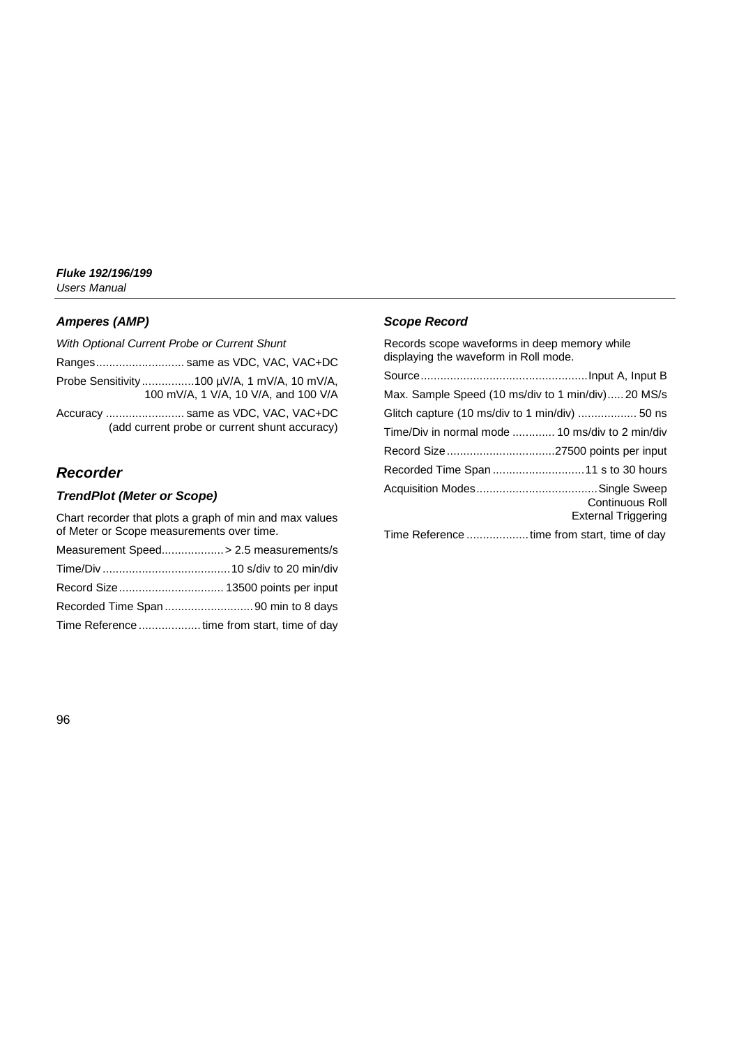### *Amperes (AMP)*

*With Optional Current Probe or Current Shunt*

Ranges........................... same as VDC, VAC, VAC+DC

Probe Sensitivity ................100 µV/A, 1 mV/A, 10 mV/A, 100 mV/A, 1 V/A, 10 V/A, and 100 V/A

Accuracy ........................ same as VDC, VAC, VAC+DC (add current probe or current shunt accuracy)

## *Recorder*

### *TrendPlot (Meter or Scope)*

Chart recorder that plots a graph of min and max values of Meter or Scope measurements over time.

Measurement Speed................... > 2.5 measurements/s

Time/Div ....................................... 10 s/div to 20 min/div

Record Size................................ 13500 points per input

Recorded Time Span ........................... 90 min to 8 days

Time Reference ................... time from start, time of day

### *Scope Record*

Records scope waveforms in deep memory while displaying the waveform in Roll mode.

Source................................................... Input A, Input B

Max. Sample Speed (10 ms/div to 1 min/div)..... 20 MS/s

Glitch capture (10 ms/div to 1 min/div) .................. 50 ns

Time/Div in normal mode ............. 10 ms/div to 2 min/div

Record Size.................................27500 points per input

Recorded Time Span ............................ 11 s to 30 hours

Acquisition Modes.................................... Single Sweep
Continuous Roll
External Triggering

Time Reference ................... time from start, time of day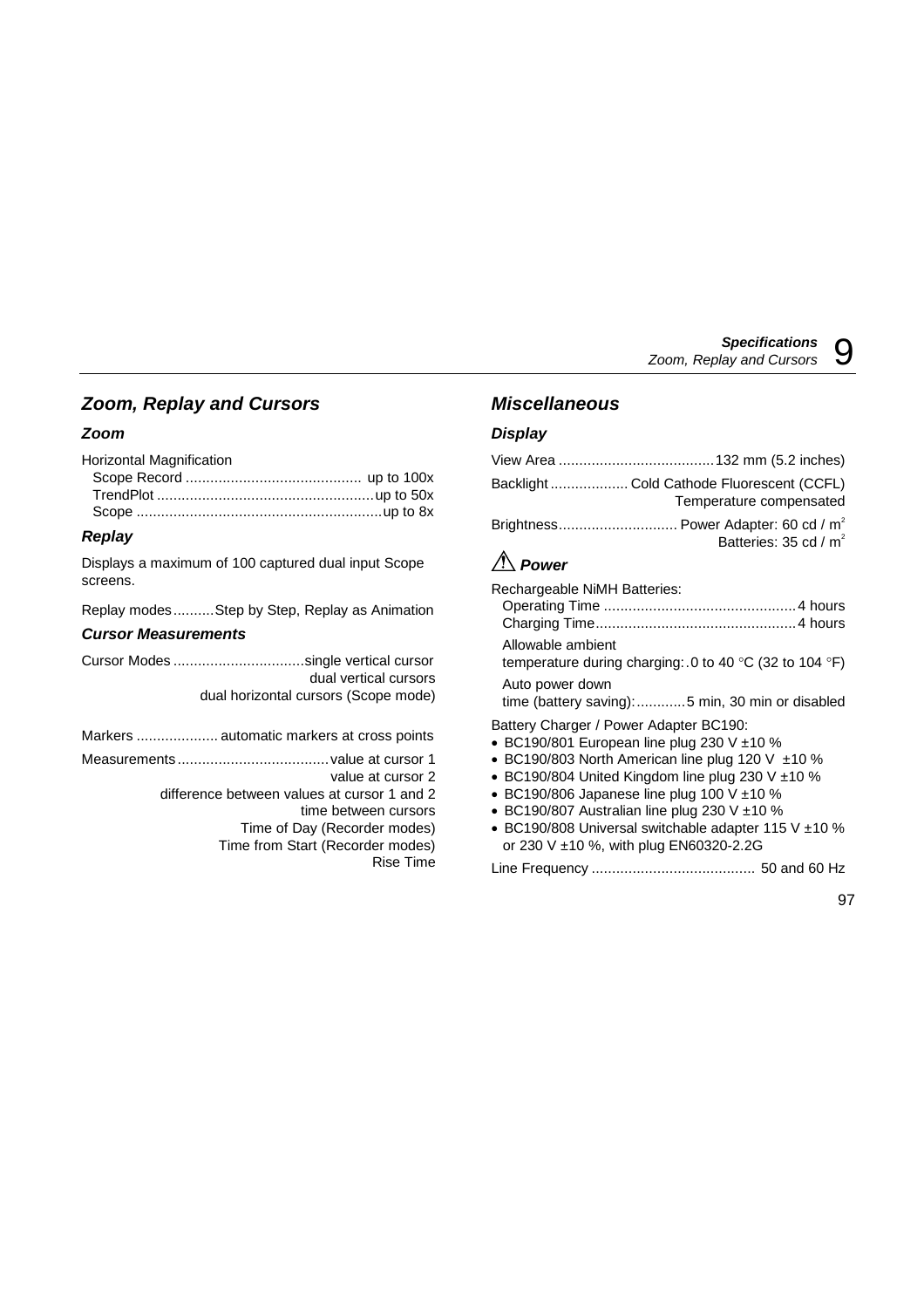## Zoom, Replay and Cursors

### Zoom

Horizontal Magnification

- Scope Record ........................................... up to 100x
- TrendPlot ..................................................... up to 50x
- Scope ........................................................... up to 8x

### Replay

Displays a maximum of 100 captured dual input Scope screens.

Replay modes..........Step by Step, Replay as Animation

### Cursor Measurements

Cursor Modes ................................single vertical cursor
dual vertical cursors
dual horizontal cursors (Scope mode)

Markers .................... automatic markers at cross points

Measurements.....................................value at cursor 1
value at cursor 2
difference between values at cursor 1 and 2
time between cursors
Time of Day (Recorder modes)
Time from Start (Recorder modes)
Rise Time

## Miscellaneous

### Display

View Area ......................................132 mm (5.2 inches)

Backlight ................... Cold Cathode Fluorescent (CCFL)
Temperature compensated

Brightness............................. Power Adapter: 60 cd / m$^2$
Batteries: 35 cd / m$^2$

### ⚠ Power

Rechargeable NiMH Batteries:

- Operating Time ...............................................4 hours
- Charging Time.................................................4 hours
- Allowable ambient temperature during charging: .0 to 40 °C (32 to 104 °F)
- Auto power down time (battery saving): ............5 min, 30 min or disabled

Battery Charger / Power Adapter BC190:

- BC190/801 European line plug 230 V ±10 %
- BC190/803 North American line plug 120 V ±10 %
- BC190/804 United Kingdom line plug 230 V ±10 %
- BC190/806 Japanese line plug 100 V ±10 %
- BC190/807 Australian line plug 230 V ±10 %
- BC190/808 Universal switchable adapter 115 V ±10 % or 230 V ±10 %, with plug EN60320-2.2G

Line Frequency ........................................ 50 and 60 Hz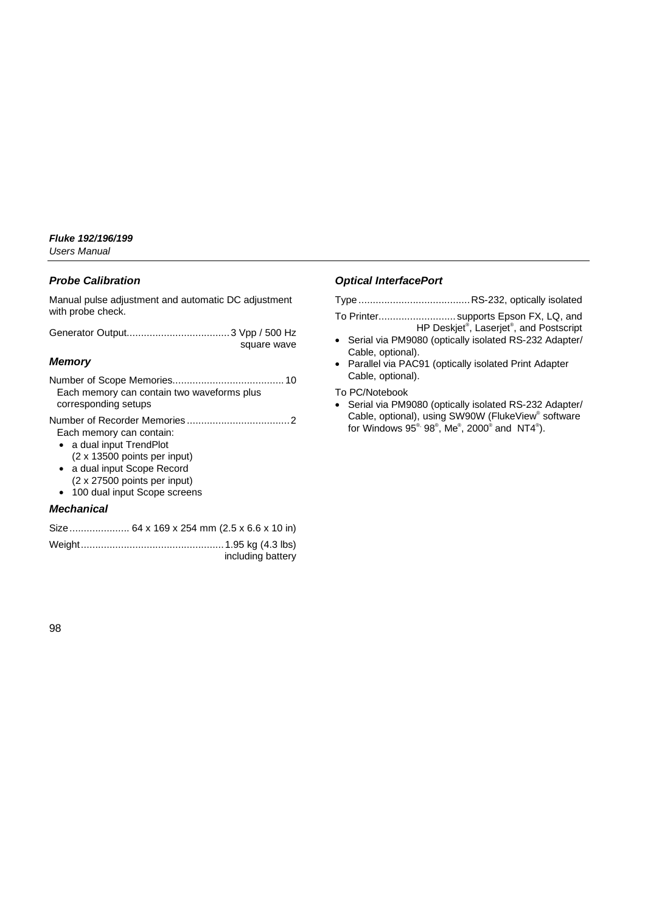### Probe Calibration

Manual pulse adjustment and automatic DC adjustment with probe check.

Generator Output....................................3 Vpp / 500 Hz square wave

### Memory

Number of Scope Memories.......................................10
Each memory can contain two waveforms plus corresponding setups

Number of Recorder Memories....................................2
Each memory can contain:

- a dual input TrendPlot (2 x 13500 points per input)
- a dual input Scope Record (2 x 27500 points per input)
- 100 dual input Scope screens

### Mechanical

Size..................... 64 x 169 x 254 mm (2.5 x 6.6 x 10 in)

Weight.................................................1.95 kg (4.3 lbs) including battery

### Optical InterfacePort

Type.......................................RS-232, optically isolated

To Printer...........................supports Epson FX, LQ, and HP Deskjet®, Laserjet®, and Postscript

- Serial via PM9080 (optically isolated RS-232 Adapter/ Cable, optional).
- Parallel via PAC91 (optically isolated Print Adapter Cable, optional).

To PC/Notebook

- Serial via PM9080 (optically isolated RS-232 Adapter/ Cable, optional), using SW90W (FlukeView® software for Windows 95®, 98®, Me®, 2000® and NT4®).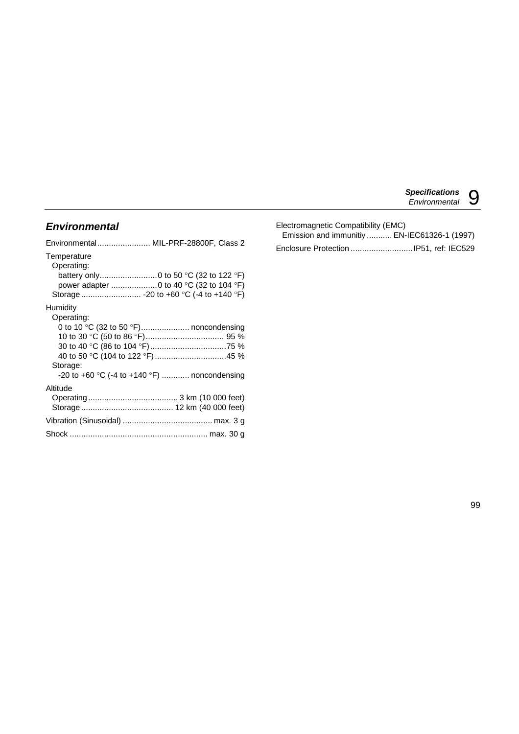## Environmental

Environmental ....................... MIL-PRF-28800F, Class 2

Temperature
- Operating:
  - battery only......................... 0 to 50 °C (32 to 122 °F)
  - power adapter .................... 0 to 40 °C (32 to 104 °F)
- Storage .......................... -20 to +60 °C (-4 to +140 °F)

Humidity
- Operating:
  - 0 to 10 °C (32 to 50 °F)..................... noncondensing
  - 10 to 30 °C (50 to 86 °F).................................. 95 %
  - 30 to 40 °C (86 to 104 °F).................................75 %
  - 40 to 50 °C (104 to 122 °F)...............................45 %
- Storage:
  - -20 to +60 °C (-4 to +140 °F) ............ noncondensing

Altitude
- Operating....................................... 3 km (10 000 feet)
- Storage ........................................ 12 km (40 000 feet)

Vibration (Sinusoidal) ....................................... max. 3 g

Shock ............................................................ max. 30 g

Electromagnetic Compatibility (EMC)
- Emission and immunitiy ........... EN-IEC61326-1 (1997)

Enclosure Protection ...........................IP51, ref: IEC529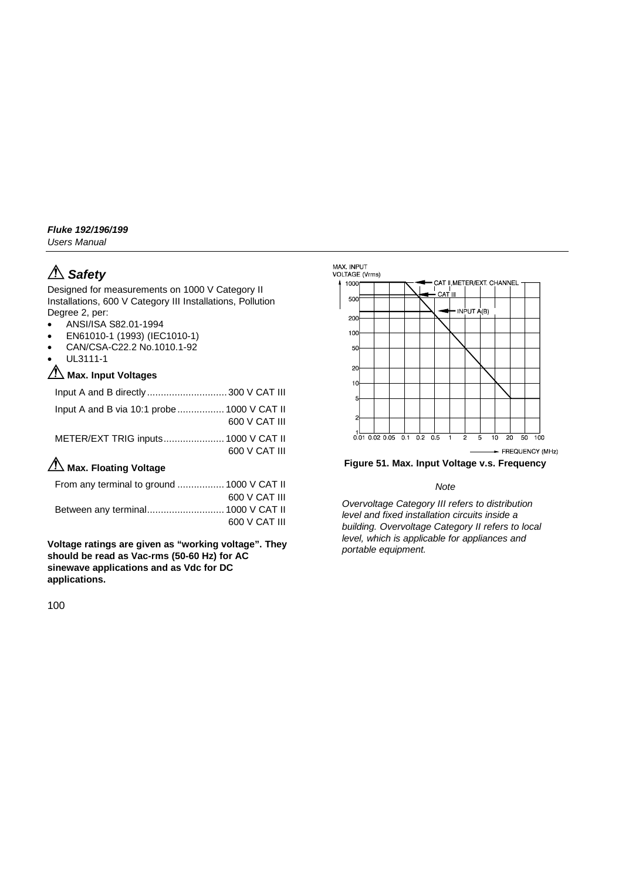## ⚠ Safety

Designed for measurements on 1000 V Category II Installations, 600 V Category III Installations, Pollution Degree 2, per:

- ANSI/ISA S82.01-1994
- EN61010-1 (1993) (IEC1010-1)
- CAN/CSA-C22.2 No.1010.1-92
- UL3111-1

### ⚠ Max. Input Voltages

Input A and B directly ............................ 300 V CAT III

Input A and B via 10:1 probe ................. 1000 V CAT II
600 V CAT III

METER/EXT TRIG inputs ...................... 1000 V CAT II
600 V CAT III

### ⚠ Max. Floating Voltage

From any terminal to ground ................. 1000 V CAT II
600 V CAT III

Between any terminal ............................ 1000 V CAT II
600 V CAT III

**Voltage ratings are given as "working voltage". They should be read as Vac-rms (50-60 Hz) for AC sinewave applications and as Vdc for DC applications.**

**Figure 51. Max. Input Voltage v.s. Frequency**

*Note*

*Overvoltage Category III refers to distribution level and fixed installation circuits inside a building. Overvoltage Category II refers to local level, which is applicable for appliances and portable equipment.*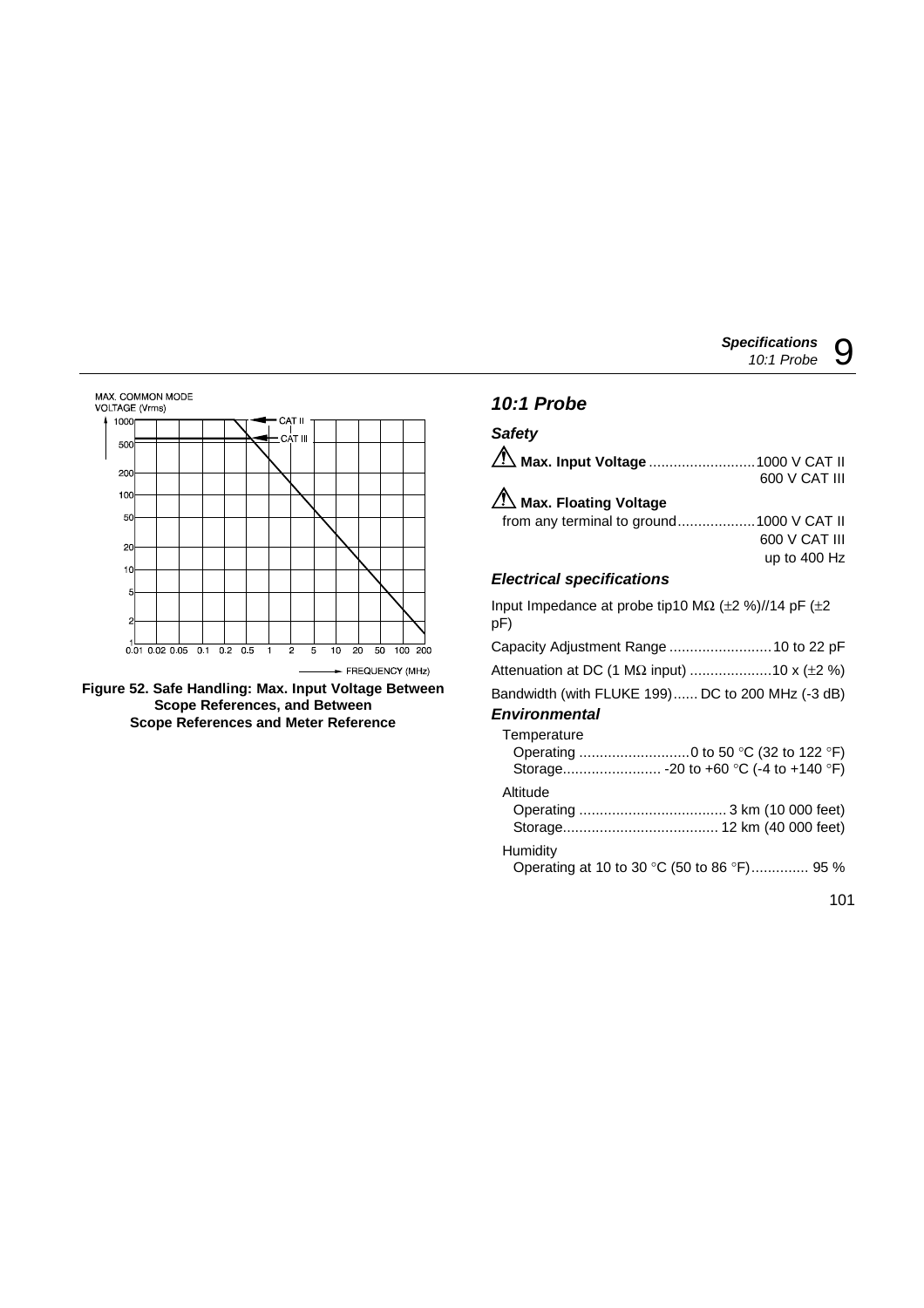MAX. COMMON MODE VOLTAGE (Vrms)

Figure 52. Safe Handling: Max. Input Voltage Between Scope References, and Between Scope References and Meter Reference

## 10:1 Probe

### Safety

⚠ **Max. Input Voltage** .......................... 1000 V CAT II
600 V CAT III

⚠ **Max. Floating Voltage**
from any terminal to ground ................... 1000 V CAT II
600 V CAT III
up to 400 Hz

### Electrical specifications

Input Impedance at probe tip10 MΩ (±2 %)//14 pF (±2 pF)

Capacity Adjustment Range ......................... 10 to 22 pF

Attenuation at DC (1 MΩ input) .................... 10 x (±2 %)

Bandwidth (with FLUKE 199) ...... DC to 200 MHz (-3 dB)

### Environmental

Temperature
Operating ........................... 0 to 50 °C (32 to 122 °F)
Storage ........................ -20 to +60 °C (-4 to +140 °F)

Altitude
Operating .................................... 3 km (10 000 feet)
Storage ...................................... 12 km (40 000 feet)

Humidity
Operating at 10 to 30 °C (50 to 86 °F) ............. 95 %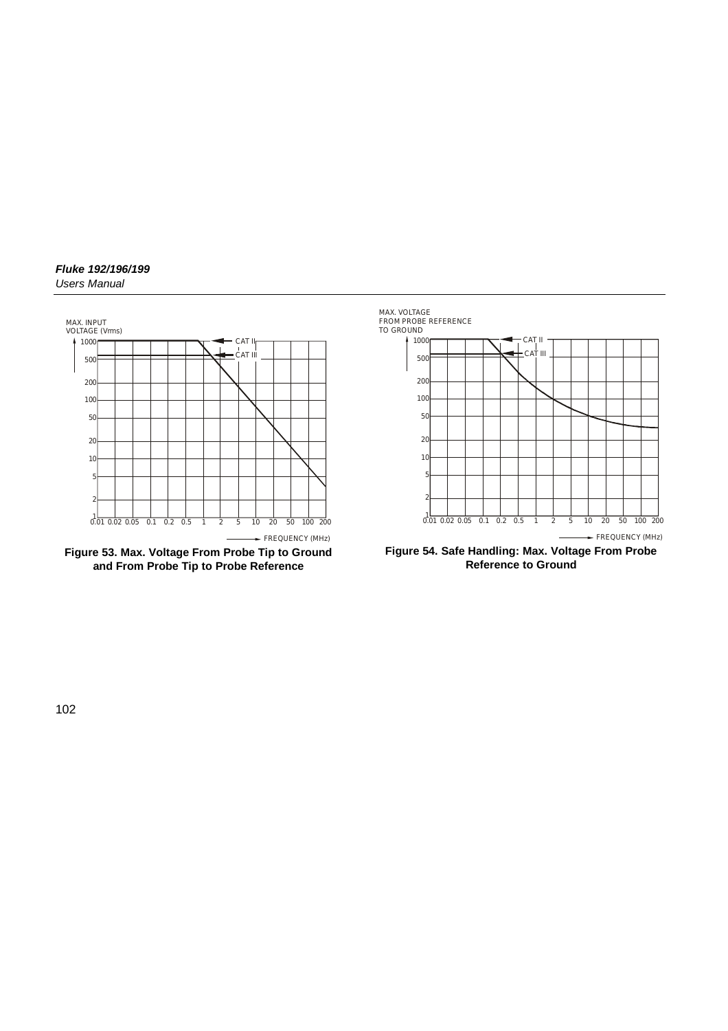MAX. INPUT VOLTAGE (Vrms)

FREQUENCY (MHz)

**Figure 53. Max. Voltage From Probe Tip to Ground and From Probe Tip to Probe Reference**

MAX. VOLTAGE FROM PROBE REFERENCE TO GROUND

FREQUENCY (MHz)

**Figure 54. Safe Handling: Max. Voltage From Probe Reference to Ground**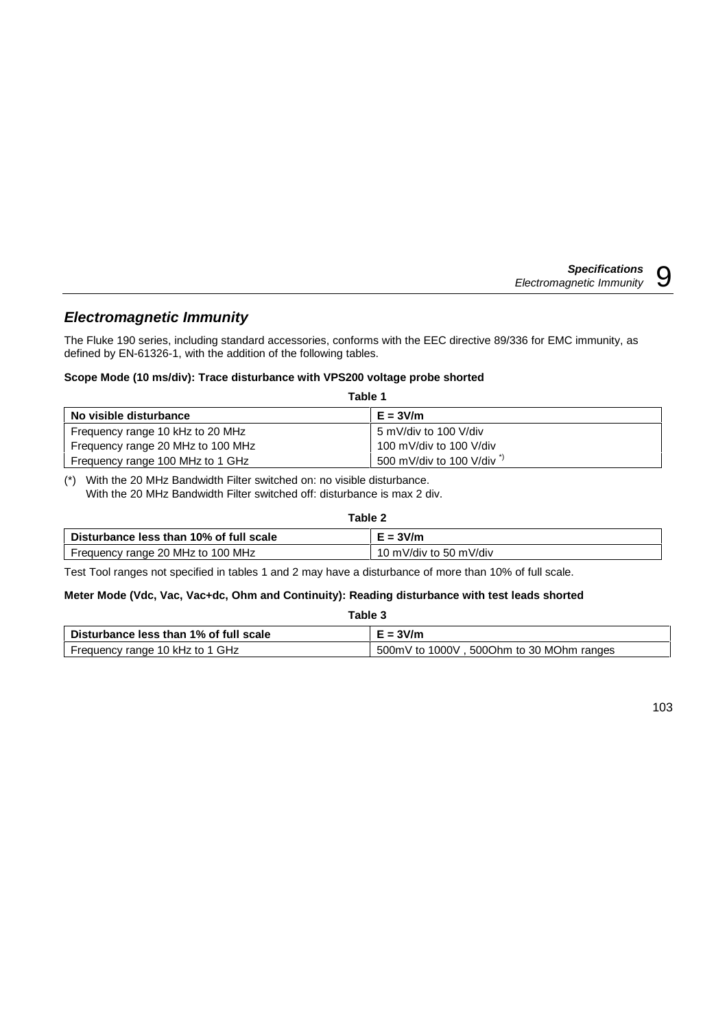## Electromagnetic Immunity

The Fluke 190 series, including standard accessories, conforms with the EEC directive 89/336 for EMC immunity, as defined by EN-61326-1, with the addition of the following tables.

**Scope Mode (10 ms/div): Trace disturbance with VPS200 voltage probe shorted**

**Table 1**

| No visible disturbance | E = 3V/m |
|---|---|
| Frequency range 10 kHz to 20 MHz | 5 mV/div to 100 V/div |
| Frequency range 20 MHz to 100 MHz | 100 mV/div to 100 V/div |
| Frequency range 100 MHz to 1 GHz | 500 mV/div to 100 V/div *) |

(*) With the 20 MHz Bandwidth Filter switched on: no visible disturbance.
With the 20 MHz Bandwidth Filter switched off: disturbance is max 2 div.

**Table 2**

| Disturbance less than 10% of full scale | E = 3V/m |
|---|---|
| Frequency range 20 MHz to 100 MHz | 10 mV/div to 50 mV/div |

Test Tool ranges not specified in tables 1 and 2 may have a disturbance of more than 10% of full scale.

**Meter Mode (Vdc, Vac, Vac+dc, Ohm and Continuity): Reading disturbance with test leads shorted**

**Table 3**

| Disturbance less than 1% of full scale | E = 3V/m |
|---|---|
| Frequency range 10 kHz to 1 GHz | 500mV to 1000V , 500Ohm to 30 MOhm ranges |